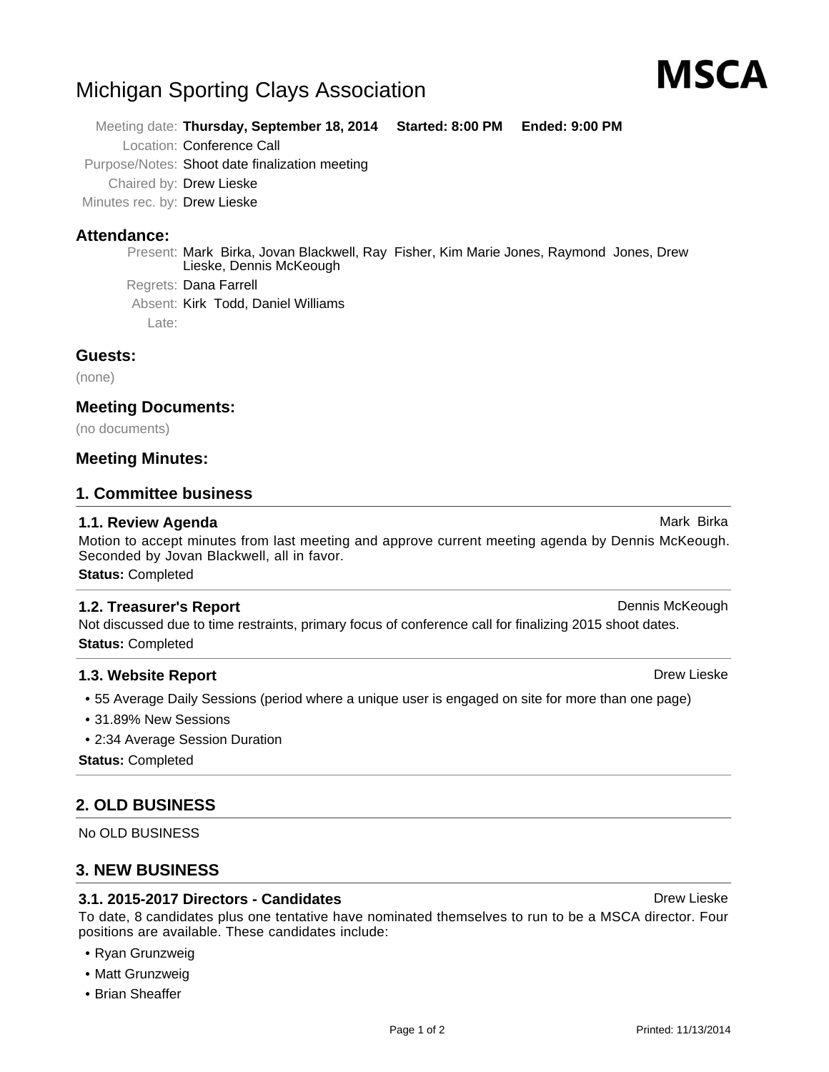# Michigan Sporting Clays Association

**MSCA**

Meeting date: **Thursday, September 18, 2014** **Started: 8:00 PM** **Ended: 9:00 PM**
Location: Conference Call
Purpose/Notes: Shoot date finalization meeting
Chaired by: Drew Lieske
Minutes rec. by: Drew Lieske

## Attendance:

Present: Mark Birka, Jovan Blackwell, Ray Fisher, Kim Marie Jones, Raymond Jones, Drew Lieske, Dennis McKeough
Regrets: Dana Farrell
Absent: Kirk Todd, Daniel Williams
Late:

## Guests:

(none)

## Meeting Documents:

(no documents)

## Meeting Minutes:

## 1. Committee business

### 1.1. Review Agenda

Mark Birka

Motion to accept minutes from last meeting and approve current meeting agenda by Dennis McKeough. Seconded by Jovan Blackwell, all in favor.

**Status:** Completed

### 1.2. Treasurer's Report

Dennis McKeough

Not discussed due to time restraints, primary focus of conference call for finalizing 2015 shoot dates.

**Status:** Completed

### 1.3. Website Report

Drew Lieske

- 55 Average Daily Sessions (period where a unique user is engaged on site for more than one page)
- 31.89% New Sessions
- 2:34 Average Session Duration

**Status:** Completed

## 2. OLD BUSINESS

No OLD BUSINESS

## 3. NEW BUSINESS

### 3.1. 2015-2017 Directors - Candidates

Drew Lieske

To date, 8 candidates plus one tentative have nominated themselves to run to be a MSCA director. Four positions are available. These candidates include:

- Ryan Grunzweig
- Matt Grunzweig
- Brian Sheaffer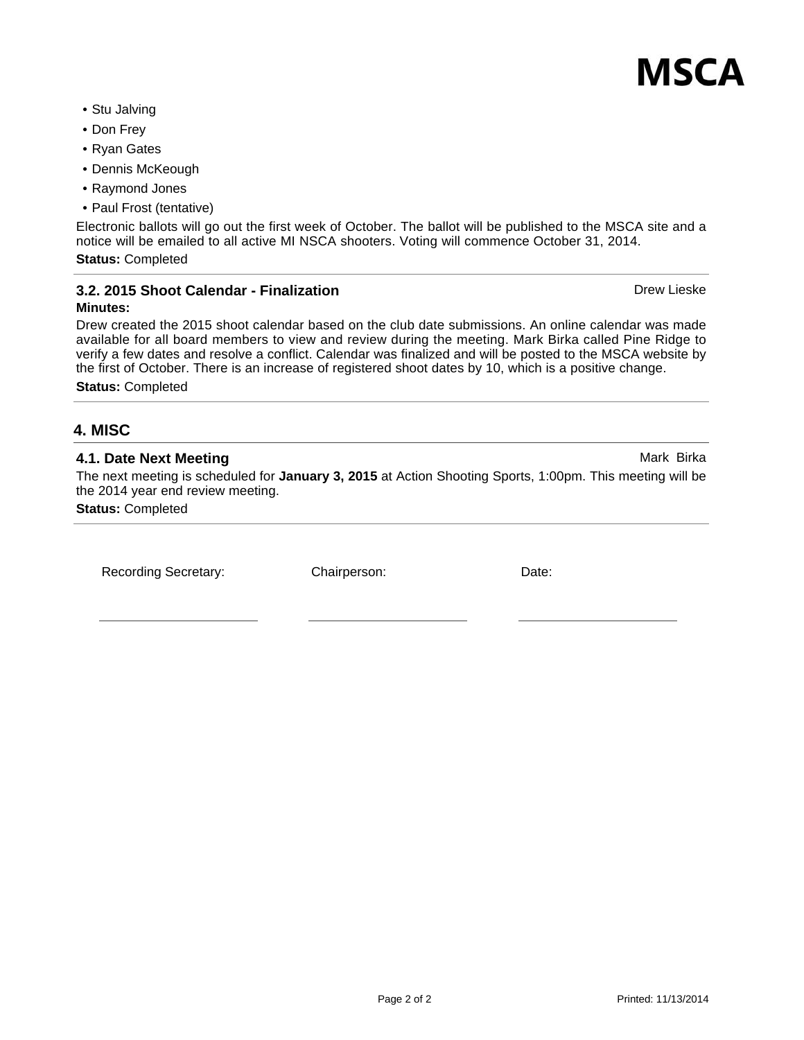- Stu Jalving
- Don Frey
- Ryan Gates
- Dennis McKeough
- Raymond Jones
- Paul Frost (tentative)

Electronic ballots will go out the first week of October. The ballot will be published to the MSCA site and a notice will be emailed to all active MI NSCA shooters. Voting will commence October 31, 2014.

**Status:** Completed

### 3.2. 2015 Shoot Calendar - Finalization

Drew Lieske

**Minutes:**

Drew created the 2015 shoot calendar based on the club date submissions. An online calendar was made available for all board members to view and review during the meeting. Mark Birka called Pine Ridge to verify a few dates and resolve a conflict. Calendar was finalized and will be posted to the MSCA website by the first of October. There is an increase of registered shoot dates by 10, which is a positive change.

**Status:** Completed

## 4. MISC

### 4.1. Date Next Meeting

Mark Birka

The next meeting is scheduled for **January 3, 2015** at Action Shooting Sports, 1:00pm. This meeting will be the 2014 year end review meeting.

**Status:** Completed

| Recording Secretary: | Chairperson: | Date: |
|---|---|---|
| ______________________ | ______________________ | ______________________ |

Printed: 11/13/2014